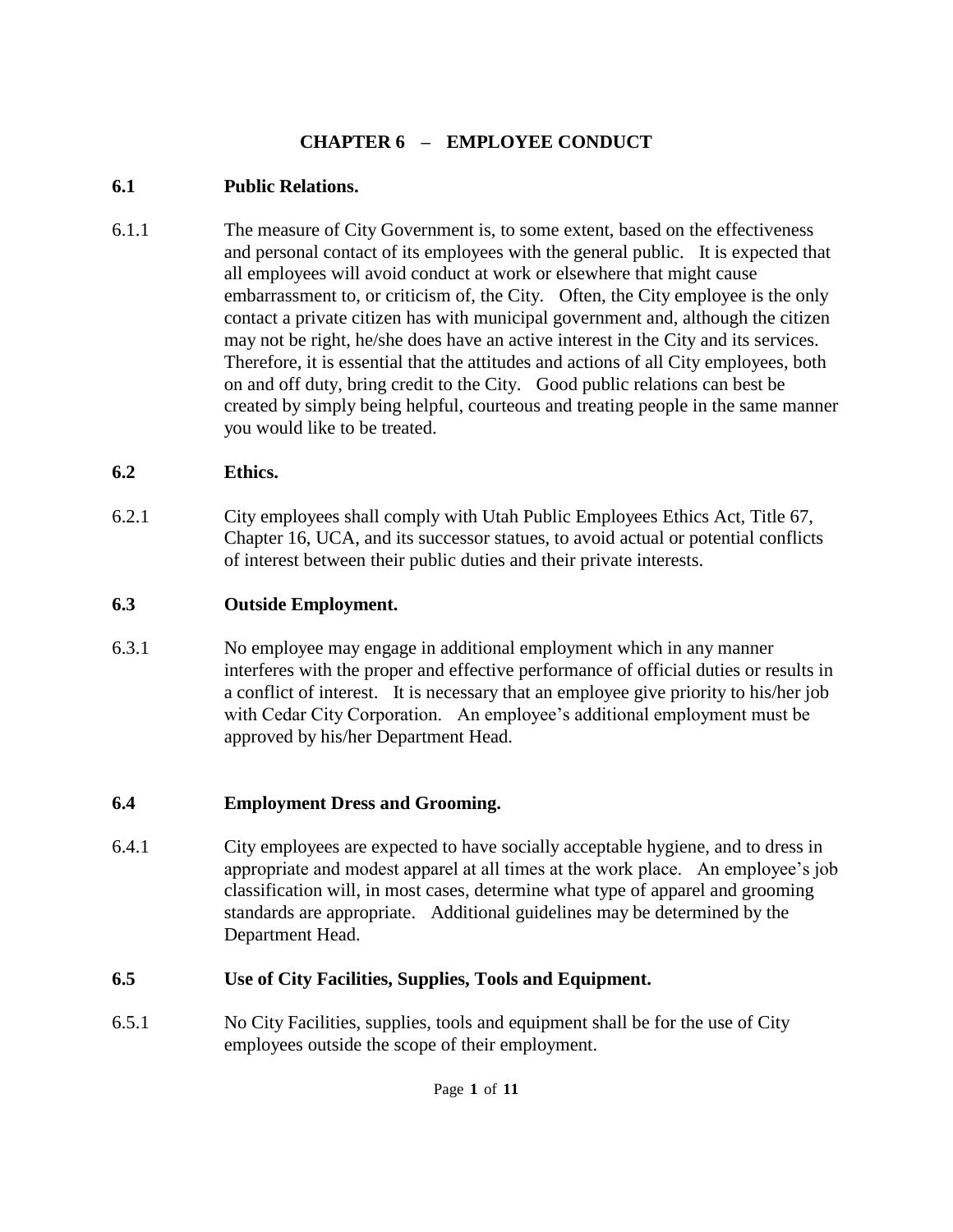# CHAPTER 6 – EMPLOYEE CONDUCT

## 6.1 Public Relations.

6.1.1 The measure of City Government is, to some extent, based on the effectiveness and personal contact of its employees with the general public. It is expected that all employees will avoid conduct at work or elsewhere that might cause embarrassment to, or criticism of, the City. Often, the City employee is the only contact a private citizen has with municipal government and, although the citizen may not be right, he/she does have an active interest in the City and its services. Therefore, it is essential that the attitudes and actions of all City employees, both on and off duty, bring credit to the City. Good public relations can best be created by simply being helpful, courteous and treating people in the same manner you would like to be treated.

## 6.2 Ethics.

6.2.1 City employees shall comply with Utah Public Employees Ethics Act, Title 67, Chapter 16, UCA, and its successor statues, to avoid actual or potential conflicts of interest between their public duties and their private interests.

## 6.3 Outside Employment.

6.3.1 No employee may engage in additional employment which in any manner interferes with the proper and effective performance of official duties or results in a conflict of interest. It is necessary that an employee give priority to his/her job with Cedar City Corporation. An employee's additional employment must be approved by his/her Department Head.

## 6.4 Employment Dress and Grooming.

6.4.1 City employees are expected to have socially acceptable hygiene, and to dress in appropriate and modest apparel at all times at the work place. An employee's job classification will, in most cases, determine what type of apparel and grooming standards are appropriate. Additional guidelines may be determined by the Department Head.

## 6.5 Use of City Facilities, Supplies, Tools and Equipment.

6.5.1 No City Facilities, supplies, tools and equipment shall be for the use of City employees outside the scope of their employment.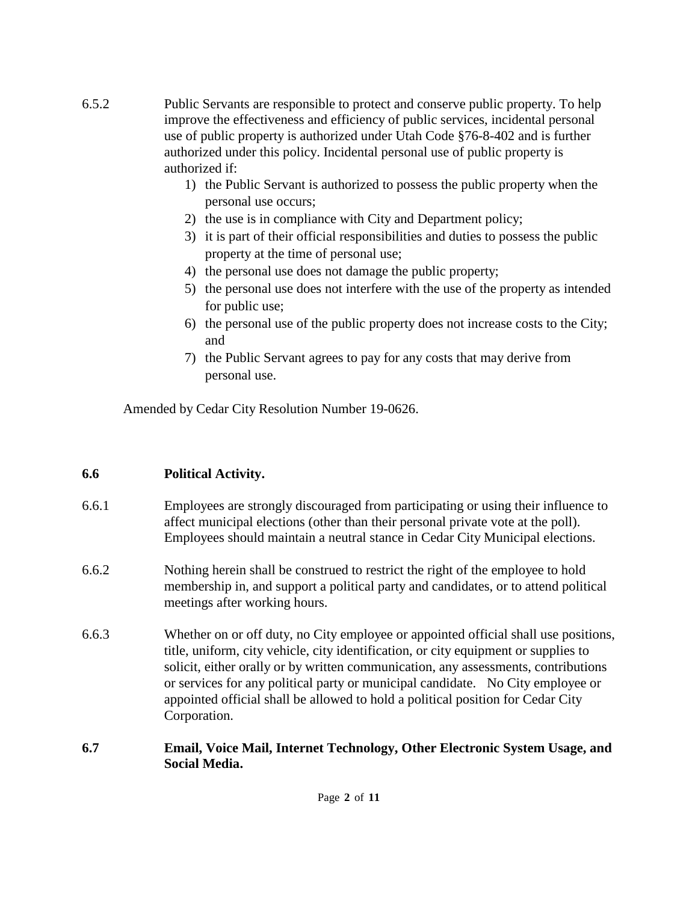6.5.2 Public Servants are responsible to protect and conserve public property. To help improve the effectiveness and efficiency of public services, incidental personal use of public property is authorized under Utah Code §76-8-402 and is further authorized under this policy. Incidental personal use of public property is authorized if:

1) the Public Servant is authorized to possess the public property when the personal use occurs;
2) the use is in compliance with City and Department policy;
3) it is part of their official responsibilities and duties to possess the public property at the time of personal use;
4) the personal use does not damage the public property;
5) the personal use does not interfere with the use of the property as intended for public use;
6) the personal use of the public property does not increase costs to the City; and
7) the Public Servant agrees to pay for any costs that may derive from personal use.

Amended by Cedar City Resolution Number 19-0626.

## 6.6 Political Activity.

6.6.1 Employees are strongly discouraged from participating or using their influence to affect municipal elections (other than their personal private vote at the poll). Employees should maintain a neutral stance in Cedar City Municipal elections.

6.6.2 Nothing herein shall be construed to restrict the right of the employee to hold membership in, and support a political party and candidates, or to attend political meetings after working hours.

6.6.3 Whether on or off duty, no City employee or appointed official shall use positions, title, uniform, city vehicle, city identification, or city equipment or supplies to solicit, either orally or by written communication, any assessments, contributions or services for any political party or municipal candidate. No City employee or appointed official shall be allowed to hold a political position for Cedar City Corporation.

## 6.7 Email, Voice Mail, Internet Technology, Other Electronic System Usage, and Social Media.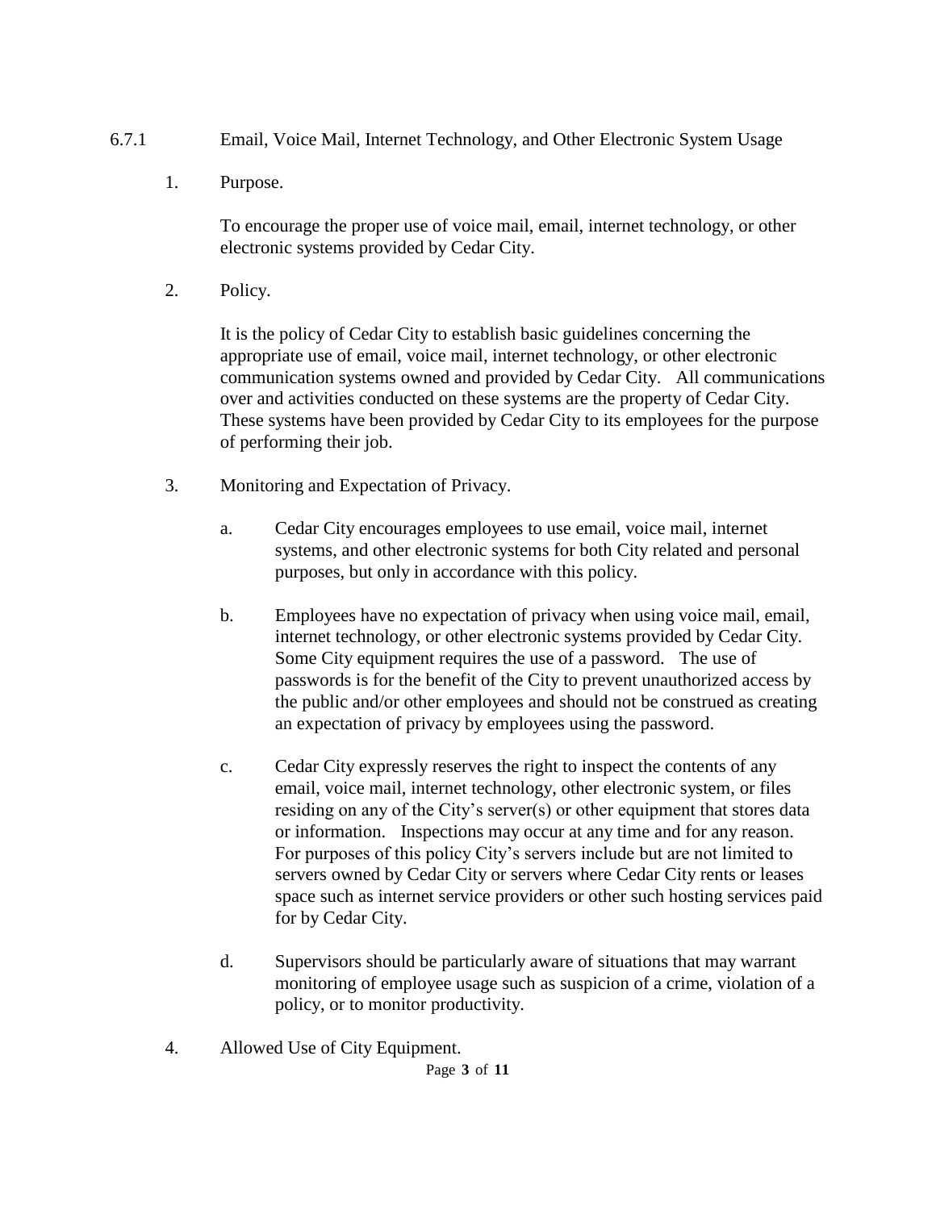## 6.7.1 Email, Voice Mail, Internet Technology, and Other Electronic System Usage

1. Purpose.

   To encourage the proper use of voice mail, email, internet technology, or other electronic systems provided by Cedar City.

2. Policy.

   It is the policy of Cedar City to establish basic guidelines concerning the appropriate use of email, voice mail, internet technology, or other electronic communication systems owned and provided by Cedar City. All communications over and activities conducted on these systems are the property of Cedar City. These systems have been provided by Cedar City to its employees for the purpose of performing their job.

3. Monitoring and Expectation of Privacy.

   a. Cedar City encourages employees to use email, voice mail, internet systems, and other electronic systems for both City related and personal purposes, but only in accordance with this policy.

   b. Employees have no expectation of privacy when using voice mail, email, internet technology, or other electronic systems provided by Cedar City. Some City equipment requires the use of a password. The use of passwords is for the benefit of the City to prevent unauthorized access by the public and/or other employees and should not be construed as creating an expectation of privacy by employees using the password.

   c. Cedar City expressly reserves the right to inspect the contents of any email, voice mail, internet technology, other electronic system, or files residing on any of the City's server(s) or other equipment that stores data or information. Inspections may occur at any time and for any reason. For purposes of this policy City's servers include but are not limited to servers owned by Cedar City or servers where Cedar City rents or leases space such as internet service providers or other such hosting services paid for by Cedar City.

   d. Supervisors should be particularly aware of situations that may warrant monitoring of employee usage such as suspicion of a crime, violation of a policy, or to monitor productivity.

4. Allowed Use of City Equipment.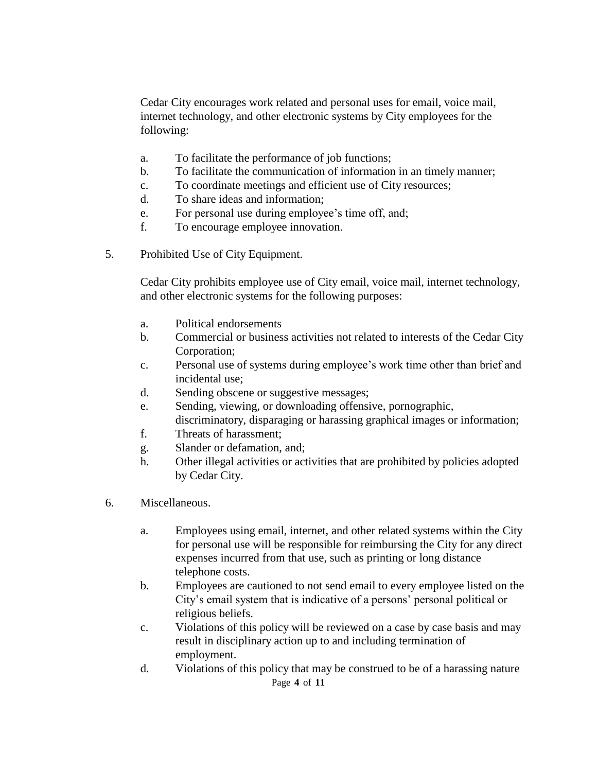Cedar City encourages work related and personal uses for email, voice mail, internet technology, and other electronic systems by City employees for the following:

a. To facilitate the performance of job functions;
b. To facilitate the communication of information in an timely manner;
c. To coordinate meetings and efficient use of City resources;
d. To share ideas and information;
e. For personal use during employee's time off, and;
f. To encourage employee innovation.

5. Prohibited Use of City Equipment.

Cedar City prohibits employee use of City email, voice mail, internet technology, and other electronic systems for the following purposes:

a. Political endorsements
b. Commercial or business activities not related to interests of the Cedar City Corporation;
c. Personal use of systems during employee's work time other than brief and incidental use;
d. Sending obscene or suggestive messages;
e. Sending, viewing, or downloading offensive, pornographic, discriminatory, disparaging or harassing graphical images or information;
f. Threats of harassment;
g. Slander or defamation, and;
h. Other illegal activities or activities that are prohibited by policies adopted by Cedar City.

6. Miscellaneous.

a. Employees using email, internet, and other related systems within the City for personal use will be responsible for reimbursing the City for any direct expenses incurred from that use, such as printing or long distance telephone costs.
b. Employees are cautioned to not send email to every employee listed on the City's email system that is indicative of a persons' personal political or religious beliefs.
c. Violations of this policy will be reviewed on a case by case basis and may result in disciplinary action up to and including termination of employment.
d. Violations of this policy that may be construed to be of a harassing nature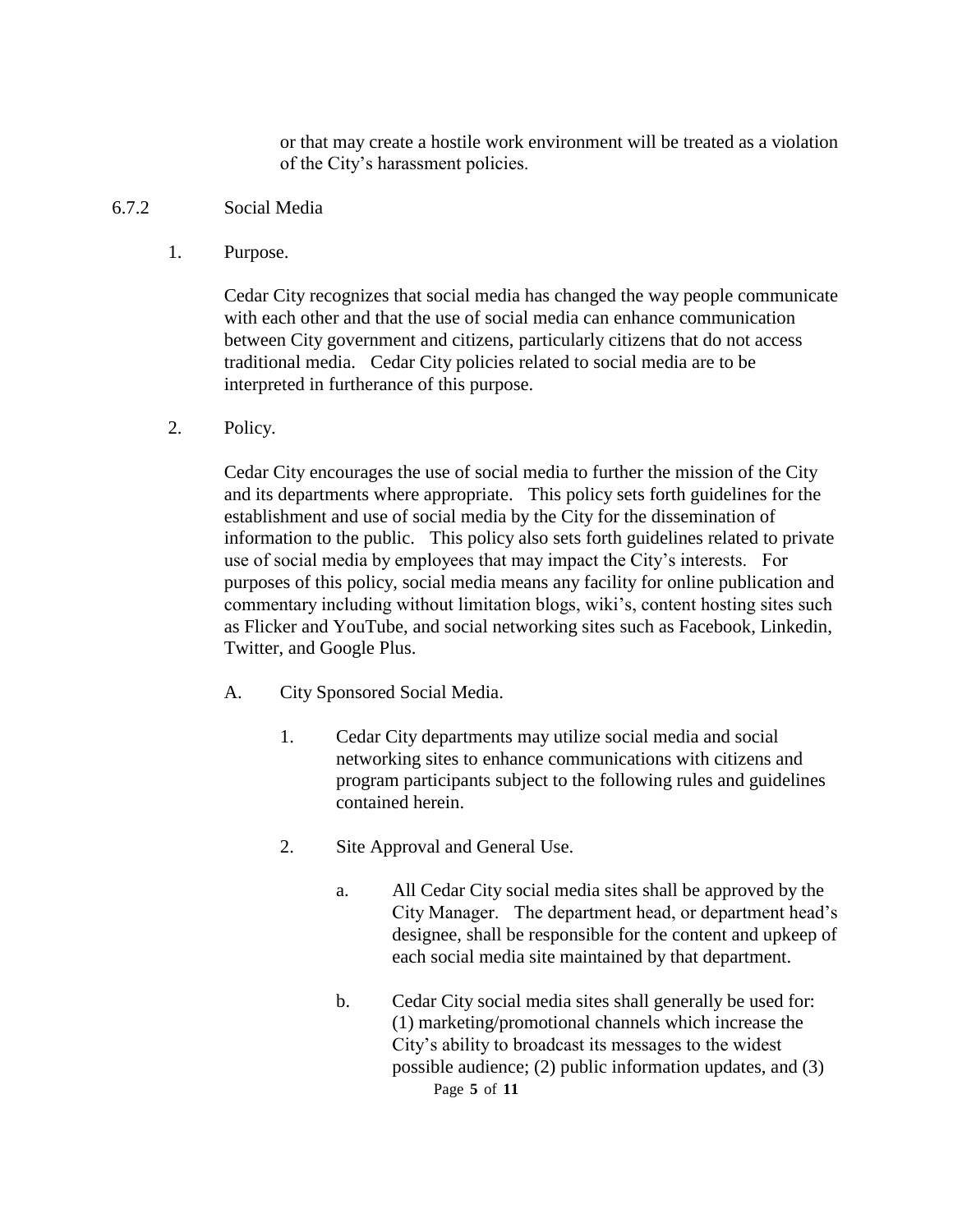or that may create a hostile work environment will be treated as a violation of the City's harassment policies.

### 6.7.2 Social Media

1. Purpose.

   Cedar City recognizes that social media has changed the way people communicate with each other and that the use of social media can enhance communication between City government and citizens, particularly citizens that do not access traditional media. Cedar City policies related to social media are to be interpreted in furtherance of this purpose.

2. Policy.

   Cedar City encourages the use of social media to further the mission of the City and its departments where appropriate. This policy sets forth guidelines for the establishment and use of social media by the City for the dissemination of information to the public. This policy also sets forth guidelines related to private use of social media by employees that may impact the City's interests. For purposes of this policy, social media means any facility for online publication and commentary including without limitation blogs, wiki's, content hosting sites such as Flicker and YouTube, and social networking sites such as Facebook, Linkedin, Twitter, and Google Plus.

   A. City Sponsored Social Media.

      1. Cedar City departments may utilize social media and social networking sites to enhance communications with citizens and program participants subject to the following rules and guidelines contained herein.

      2. Site Approval and General Use.

         a. All Cedar City social media sites shall be approved by the City Manager. The department head, or department head's designee, shall be responsible for the content and upkeep of each social media site maintained by that department.

         b. Cedar City social media sites shall generally be used for: (1) marketing/promotional channels which increase the City's ability to broadcast its messages to the widest possible audience; (2) public information updates, and (3)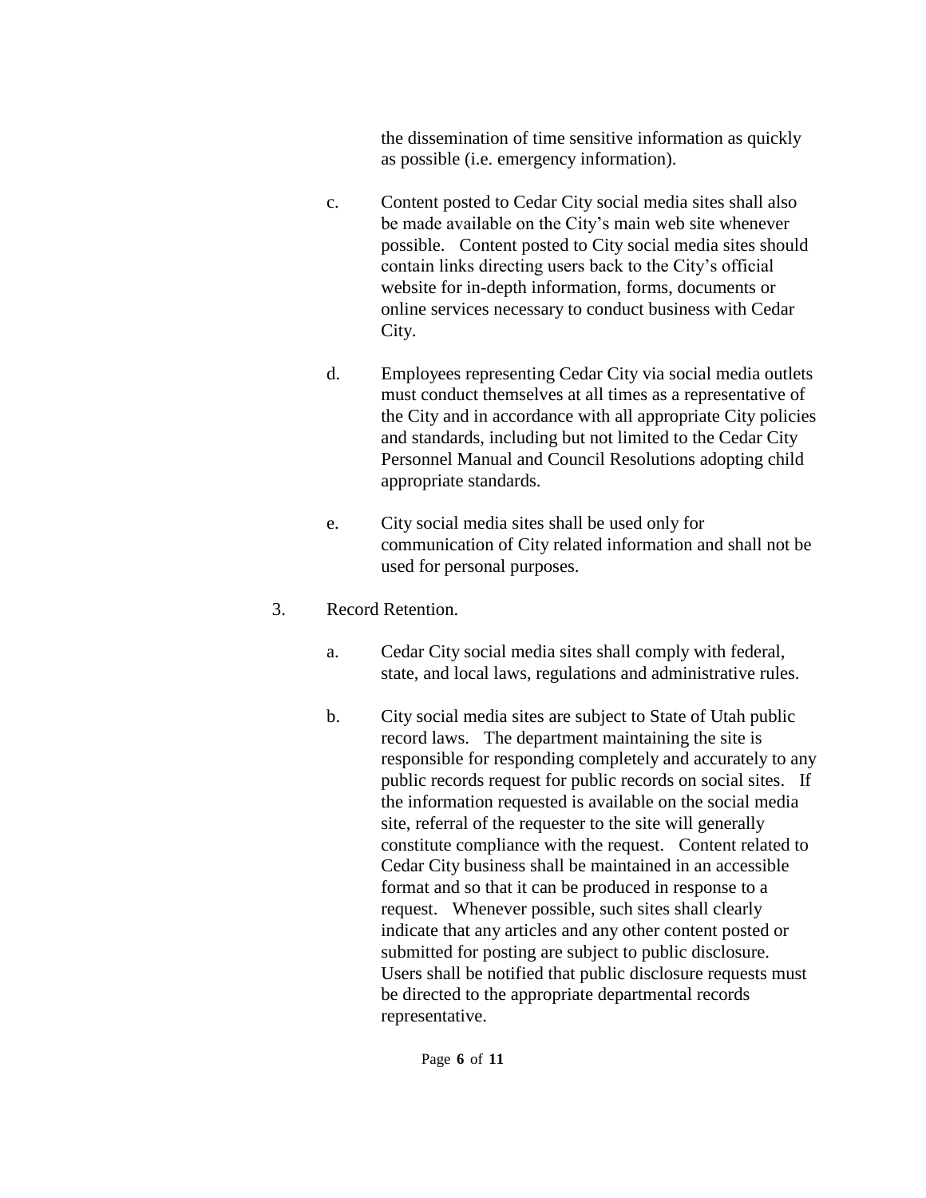the dissemination of time sensitive information as quickly as possible (i.e. emergency information).

c. Content posted to Cedar City social media sites shall also be made available on the City's main web site whenever possible. Content posted to City social media sites should contain links directing users back to the City's official website for in-depth information, forms, documents or online services necessary to conduct business with Cedar City.

d. Employees representing Cedar City via social media outlets must conduct themselves at all times as a representative of the City and in accordance with all appropriate City policies and standards, including but not limited to the Cedar City Personnel Manual and Council Resolutions adopting child appropriate standards.

e. City social media sites shall be used only for communication of City related information and shall not be used for personal purposes.

3. Record Retention.

   a. Cedar City social media sites shall comply with federal, state, and local laws, regulations and administrative rules.

   b. City social media sites are subject to State of Utah public record laws. The department maintaining the site is responsible for responding completely and accurately to any public records request for public records on social sites. If the information requested is available on the social media site, referral of the requester to the site will generally constitute compliance with the request. Content related to Cedar City business shall be maintained in an accessible format and so that it can be produced in response to a request. Whenever possible, such sites shall clearly indicate that any articles and any other content posted or submitted for posting are subject to public disclosure. Users shall be notified that public disclosure requests must be directed to the appropriate departmental records representative.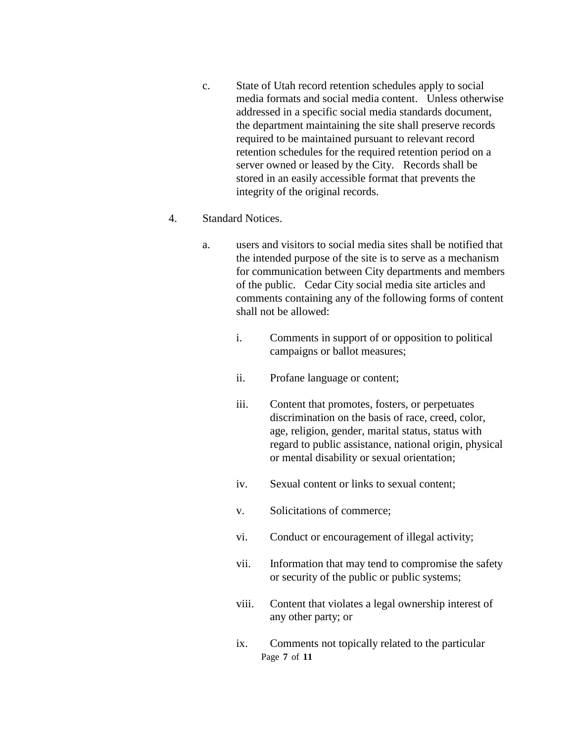c. State of Utah record retention schedules apply to social media formats and social media content. Unless otherwise addressed in a specific social media standards document, the department maintaining the site shall preserve records required to be maintained pursuant to relevant record retention schedules for the required retention period on a server owned or leased by the City. Records shall be stored in an easily accessible format that prevents the integrity of the original records.

4. Standard Notices.

   a. users and visitors to social media sites shall be notified that the intended purpose of the site is to serve as a mechanism for communication between City departments and members of the public. Cedar City social media site articles and comments containing any of the following forms of content shall not be allowed:

      i. Comments in support of or opposition to political campaigns or ballot measures;

      ii. Profane language or content;

      iii. Content that promotes, fosters, or perpetuates discrimination on the basis of race, creed, color, age, religion, gender, marital status, status with regard to public assistance, national origin, physical or mental disability or sexual orientation;

      iv. Sexual content or links to sexual content;

      v. Solicitations of commerce;

      vi. Conduct or encouragement of illegal activity;

      vii. Information that may tend to compromise the safety or security of the public or public systems;

      viii. Content that violates a legal ownership interest of any other party; or

      ix. Comments not topically related to the particular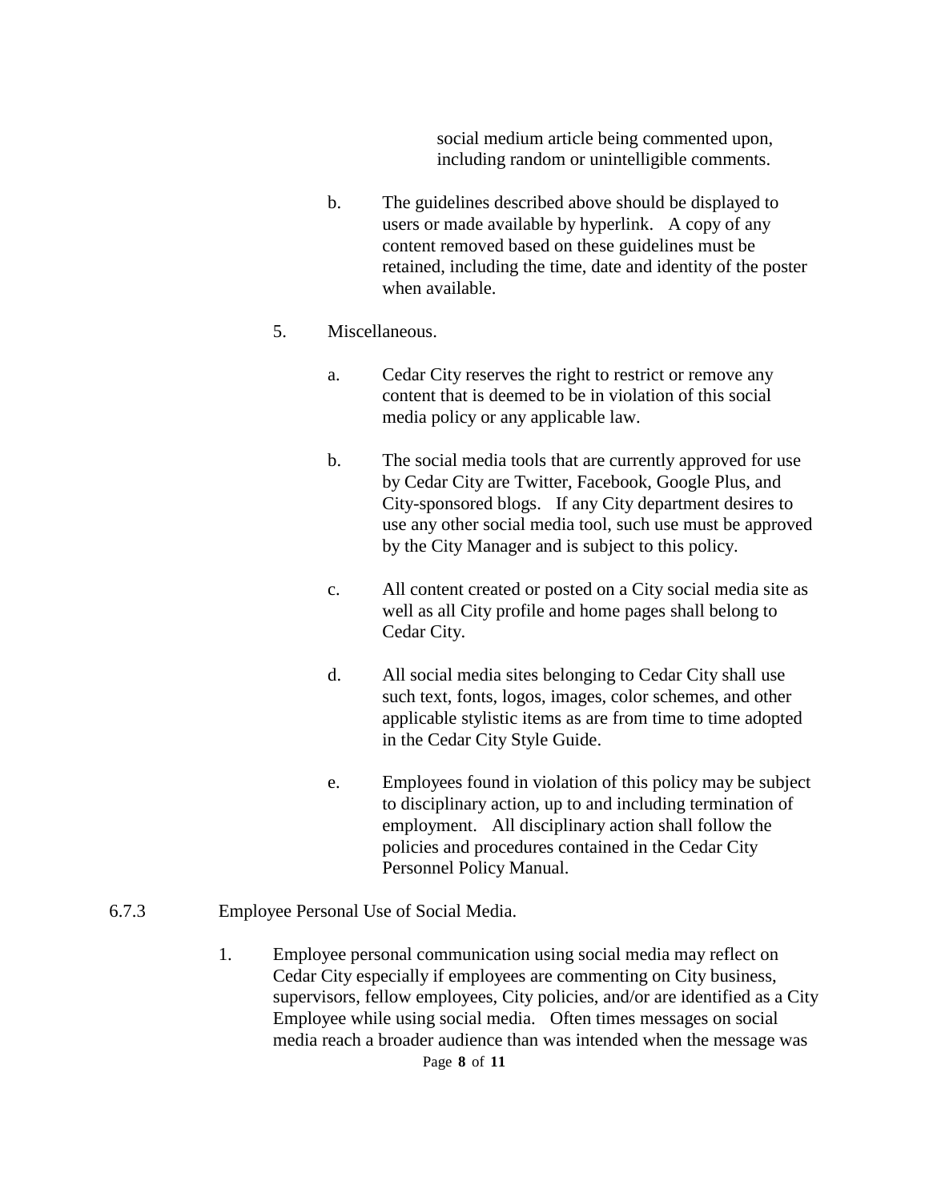social medium article being commented upon, including random or unintelligible comments.

b. The guidelines described above should be displayed to users or made available by hyperlink. A copy of any content removed based on these guidelines must be retained, including the time, date and identity of the poster when available.

5. Miscellaneous.

a. Cedar City reserves the right to restrict or remove any content that is deemed to be in violation of this social media policy or any applicable law.

b. The social media tools that are currently approved for use by Cedar City are Twitter, Facebook, Google Plus, and City-sponsored blogs. If any City department desires to use any other social media tool, such use must be approved by the City Manager and is subject to this policy.

c. All content created or posted on a City social media site as well as all City profile and home pages shall belong to Cedar City.

d. All social media sites belonging to Cedar City shall use such text, fonts, logos, images, color schemes, and other applicable stylistic items as are from time to time adopted in the Cedar City Style Guide.

e. Employees found in violation of this policy may be subject to disciplinary action, up to and including termination of employment. All disciplinary action shall follow the policies and procedures contained in the Cedar City Personnel Policy Manual.

6.7.3 Employee Personal Use of Social Media.

1. Employee personal communication using social media may reflect on Cedar City especially if employees are commenting on City business, supervisors, fellow employees, City policies, and/or are identified as a City Employee while using social media. Often times messages on social media reach a broader audience than was intended when the message was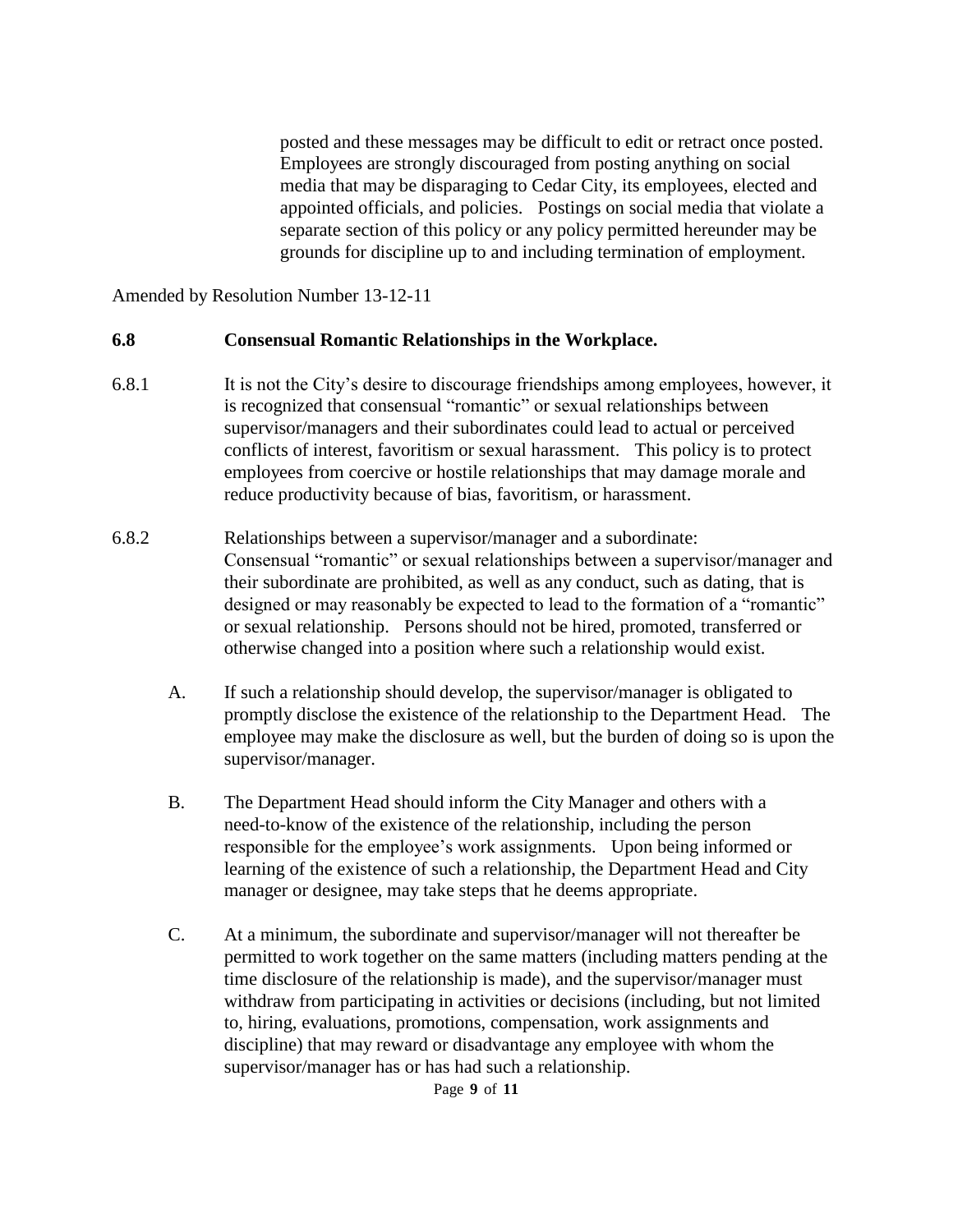posted and these messages may be difficult to edit or retract once posted. Employees are strongly discouraged from posting anything on social media that may be disparaging to Cedar City, its employees, elected and appointed officials, and policies. Postings on social media that violate a separate section of this policy or any policy permitted hereunder may be grounds for discipline up to and including termination of employment.

Amended by Resolution Number 13-12-11

**6.8 Consensual Romantic Relationships in the Workplace.**

6.8.1 It is not the City's desire to discourage friendships among employees, however, it is recognized that consensual "romantic" or sexual relationships between supervisor/managers and their subordinates could lead to actual or perceived conflicts of interest, favoritism or sexual harassment. This policy is to protect employees from coercive or hostile relationships that may damage morale and reduce productivity because of bias, favoritism, or harassment.

6.8.2 Relationships between a supervisor/manager and a subordinate: Consensual "romantic" or sexual relationships between a supervisor/manager and their subordinate are prohibited, as well as any conduct, such as dating, that is designed or may reasonably be expected to lead to the formation of a "romantic" or sexual relationship. Persons should not be hired, promoted, transferred or otherwise changed into a position where such a relationship would exist.

A. If such a relationship should develop, the supervisor/manager is obligated to promptly disclose the existence of the relationship to the Department Head. The employee may make the disclosure as well, but the burden of doing so is upon the supervisor/manager.

B. The Department Head should inform the City Manager and others with a need-to-know of the existence of the relationship, including the person responsible for the employee's work assignments. Upon being informed or learning of the existence of such a relationship, the Department Head and City manager or designee, may take steps that he deems appropriate.

C. At a minimum, the subordinate and supervisor/manager will not thereafter be permitted to work together on the same matters (including matters pending at the time disclosure of the relationship is made), and the supervisor/manager must withdraw from participating in activities or decisions (including, but not limited to, hiring, evaluations, promotions, compensation, work assignments and discipline) that may reward or disadvantage any employee with whom the supervisor/manager has or has had such a relationship.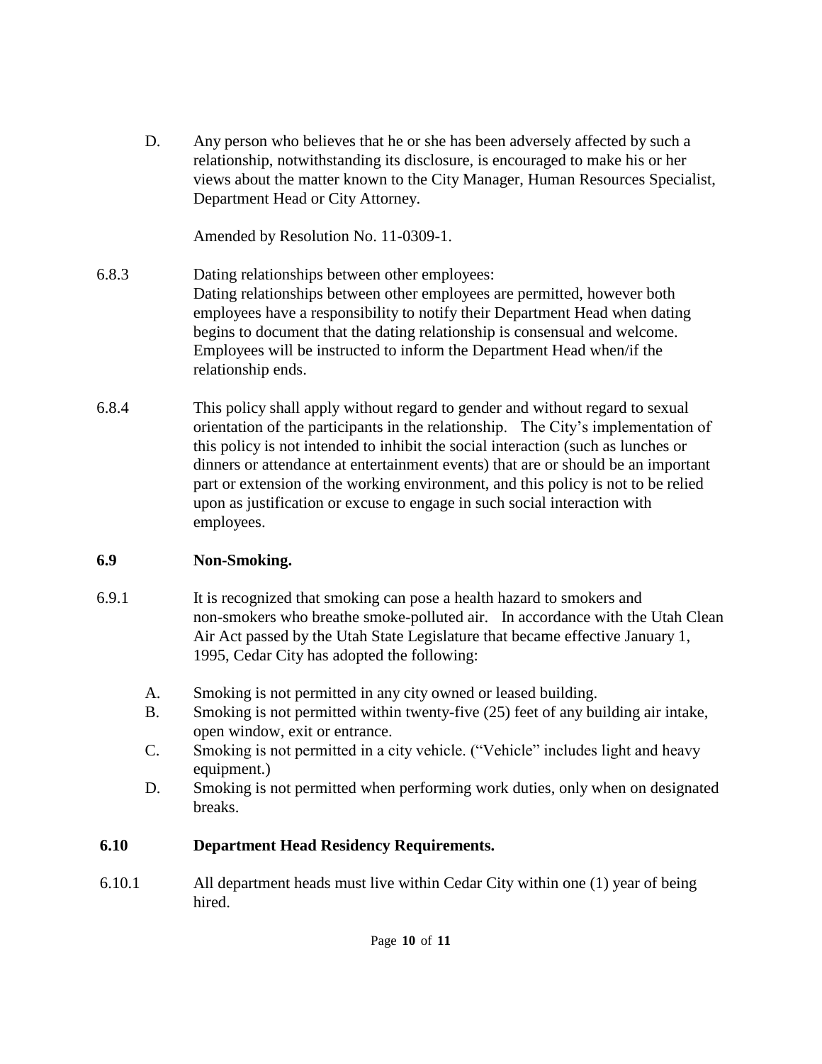D. Any person who believes that he or she has been adversely affected by such a relationship, notwithstanding its disclosure, is encouraged to make his or her views about the matter known to the City Manager, Human Resources Specialist, Department Head or City Attorney.

Amended by Resolution No. 11-0309-1.

6.8.3 Dating relationships between other employees:
Dating relationships between other employees are permitted, however both employees have a responsibility to notify their Department Head when dating begins to document that the dating relationship is consensual and welcome. Employees will be instructed to inform the Department Head when/if the relationship ends.

6.8.4 This policy shall apply without regard to gender and without regard to sexual orientation of the participants in the relationship. The City's implementation of this policy is not intended to inhibit the social interaction (such as lunches or dinners or attendance at entertainment events) that are or should be an important part or extension of the working environment, and this policy is not to be relied upon as justification or excuse to engage in such social interaction with employees.

## 6.9 Non-Smoking.

6.9.1 It is recognized that smoking can pose a health hazard to smokers and non-smokers who breathe smoke-polluted air. In accordance with the Utah Clean Air Act passed by the Utah State Legislature that became effective January 1, 1995, Cedar City has adopted the following:

A. Smoking is not permitted in any city owned or leased building.
B. Smoking is not permitted within twenty-five (25) feet of any building air intake, open window, exit or entrance.
C. Smoking is not permitted in a city vehicle. ("Vehicle" includes light and heavy equipment.)
D. Smoking is not permitted when performing work duties, only when on designated breaks.

## 6.10 Department Head Residency Requirements.

6.10.1 All department heads must live within Cedar City within one (1) year of being hired.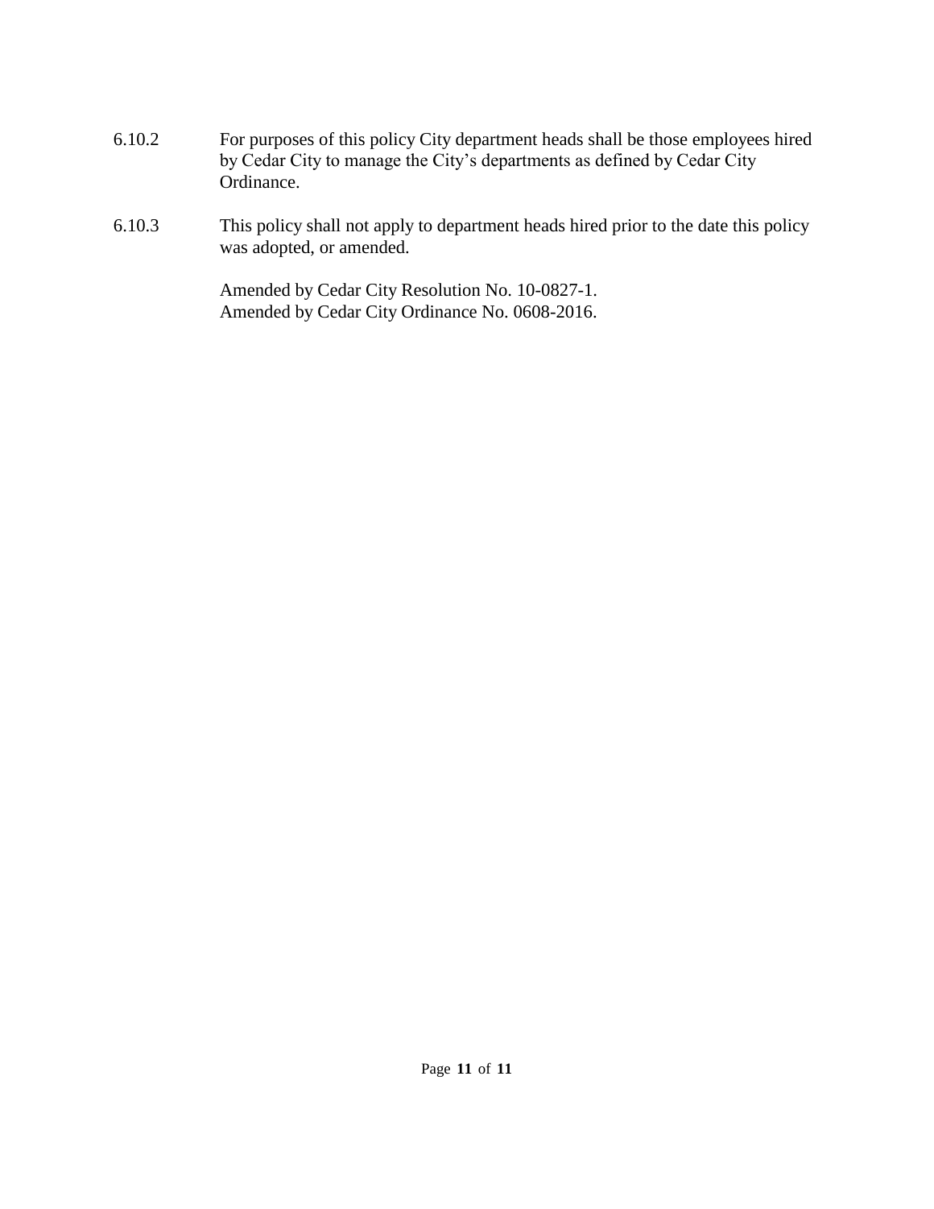6.10.2 For purposes of this policy City department heads shall be those employees hired by Cedar City to manage the City's departments as defined by Cedar City Ordinance.

6.10.3 This policy shall not apply to department heads hired prior to the date this policy was adopted, or amended.

Amended by Cedar City Resolution No. 10-0827-1.
Amended by Cedar City Ordinance No. 0608-2016.